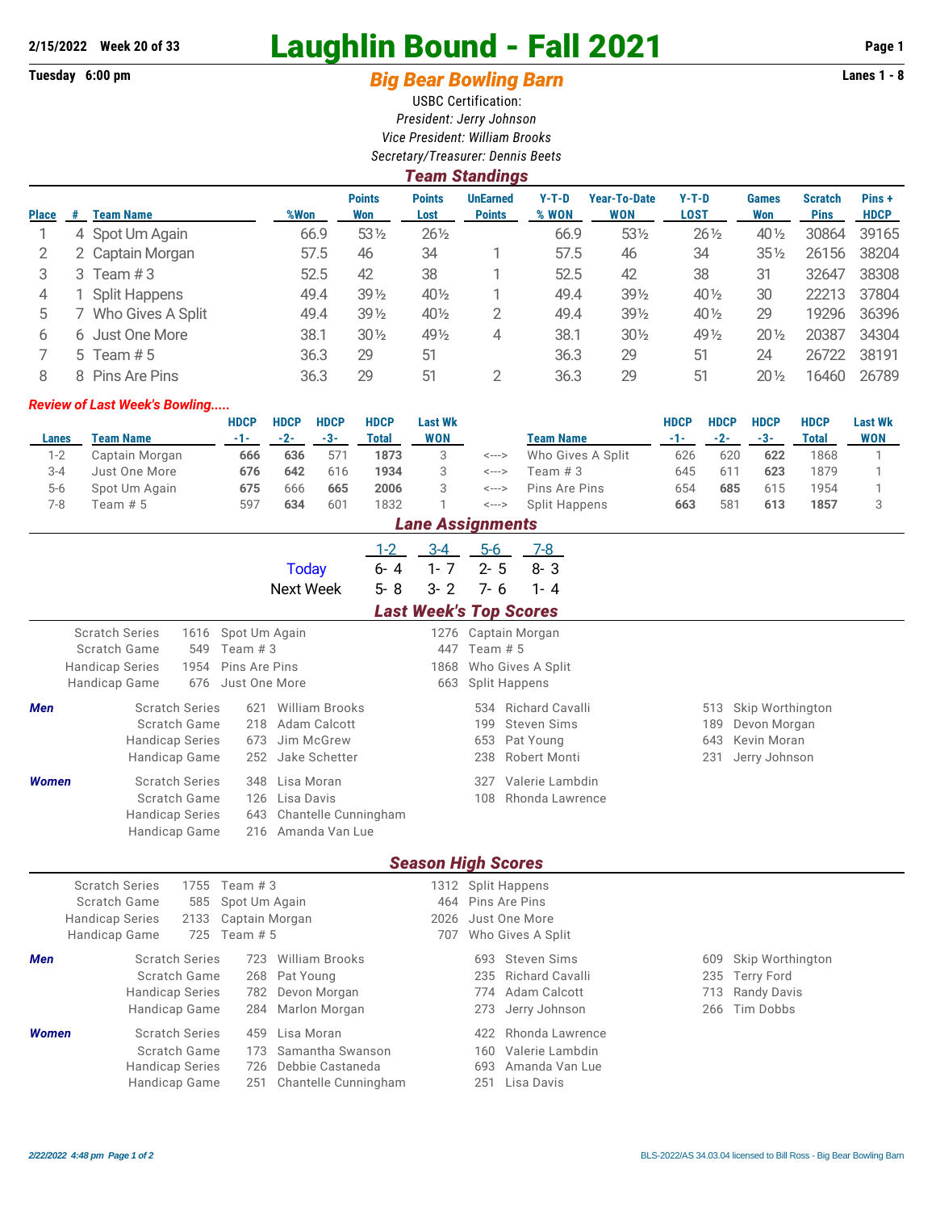2/15/2022 Week 20 of 33

# Laughlin Bound - Fall 2021

Tuesday 6:00 pm

## Big Bear Bowling Barn

Lanes 1 - 8

USBC Certification:
*President: Jerry Johnson*
*Vice President: William Brooks*
*Secretary/Treasurer: Dennis Beets*

### Team Standings

| Place | # | Team Name | %Won | Points Won | Points Lost | UnEarned Points | Y-T-D % WON | Year-To-Date WON | Y-T-D LOST | Games Won | Scratch Pins | Pins + HDCP |
|---|---|---|---|---|---|---|---|---|---|---|---|---|
| 1 | 4 | Spot Um Again | 66.9 | 53½ | 26½ | | 66.9 | 53½ | 26½ | 40½ | 30864 | 39165 |
| 2 | 2 | Captain Morgan | 57.5 | 46 | 34 | 1 | 57.5 | 46 | 34 | 35½ | 26156 | 38204 |
| 3 | 3 | Team # 3 | 52.5 | 42 | 38 | 1 | 52.5 | 42 | 38 | 31 | 32647 | 38308 |
| 4 | 1 | Split Happens | 49.4 | 39½ | 40½ | 1 | 49.4 | 39½ | 40½ | 30 | 22213 | 37804 |
| 5 | 7 | Who Gives A Split | 49.4 | 39½ | 40½ | 2 | 49.4 | 39½ | 40½ | 29 | 19296 | 36396 |
| 6 | 6 | Just One More | 38.1 | 30½ | 49½ | 4 | 38.1 | 30½ | 49½ | 20½ | 20387 | 34304 |
| 7 | 5 | Team # 5 | 36.3 | 29 | 51 | | 36.3 | 29 | 51 | 24 | 26722 | 38191 |
| 8 | 8 | Pins Are Pins | 36.3 | 29 | 51 | 2 | 36.3 | 29 | 51 | 20½ | 16460 | 26789 |

***Review of Last Week's Bowling.....***

| Lanes | Team Name | HDCP -1- | HDCP -2- | HDCP -3- | HDCP Total | Last Wk WON | | Team Name | HDCP -1- | HDCP -2- | HDCP -3- | HDCP Total | Last Wk WON |
|---|---|---|---|---|---|---|---|---|---|---|---|---|---|
| 1-2 | Captain Morgan | **666** | **636** | 571 | **1873** | 3 | <---> | Who Gives A Split | 626 | 620 | **622** | 1868 | 1 |
| 3-4 | Just One More | **676** | **642** | 616 | **1934** | 3 | <---> | Team # 3 | 645 | 611 | **623** | 1879 | 1 |
| 5-6 | Spot Um Again | **675** | 666 | **665** | **2006** | 3 | <---> | Pins Are Pins | 654 | **685** | 615 | 1954 | 1 |
| 7-8 | Team # 5 | 597 | **634** | 601 | 1832 | 1 | <---> | Split Happens | **663** | 581 | **613** | **1857** | 3 |

### Lane Assignments

| | 1-2 | 3-4 | 5-6 | 7-8 |
|---|---|---|---|---|
| Today | 6- 4 | 1- 7 | 2- 5 | 8- 3 |
| Next Week | 5- 8 | 3- 2 | 7- 6 | 1- 4 |

### Last Week's Top Scores

| | | | | |
|---|---|---|---|---|
| Scratch Series | 1616 | Spot Um Again | 1276 | Captain Morgan |
| Scratch Game | 549 | Team # 3 | 447 | Team # 5 |
| Handicap Series | 1954 | Pins Are Pins | 1868 | Who Gives A Split |
| Handicap Game | 676 | Just One More | 663 | Split Happens |

***Men***

| | | | | | | |
|---|---|---|---|---|---|---|
| Scratch Series | 621 | William Brooks | 534 | Richard Cavalli | 513 | Skip Worthington |
| Scratch Game | 218 | Adam Calcott | 199 | Steven Sims | 189 | Devon Morgan |
| Handicap Series | 673 | Jim McGrew | 653 | Pat Young | 643 | Kevin Moran |
| Handicap Game | 252 | Jake Schetter | 238 | Robert Monti | 231 | Jerry Johnson |

***Women***

| | | | | |
|---|---|---|---|---|
| Scratch Series | 348 | Lisa Moran | 327 | Valerie Lambdin |
| Scratch Game | 126 | Lisa Davis | 108 | Rhonda Lawrence |
| Handicap Series | 643 | Chantelle Cunningham | | |
| Handicap Game | 216 | Amanda Van Lue | | |

### Season High Scores

| | | | | |
|---|---|---|---|---|
| Scratch Series | 1755 | Team # 3 | 1312 | Split Happens |
| Scratch Game | 585 | Spot Um Again | 464 | Pins Are Pins |
| Handicap Series | 2133 | Captain Morgan | 2026 | Just One More |
| Handicap Game | 725 | Team # 5 | 707 | Who Gives A Split |

***Men***

| | | | | | | |
|---|---|---|---|---|---|---|
| Scratch Series | 723 | William Brooks | 693 | Steven Sims | 609 | Skip Worthington |
| Scratch Game | 268 | Pat Young | 235 | Richard Cavalli | 235 | Terry Ford |
| Handicap Series | 782 | Devon Morgan | 774 | Adam Calcott | 713 | Randy Davis |
| Handicap Game | 284 | Marlon Morgan | 273 | Jerry Johnson | 266 | Tim Dobbs |

***Women***

| | | | | |
|---|---|---|---|---|
| Scratch Series | 459 | Lisa Moran | 422 | Rhonda Lawrence |
| Scratch Game | 173 | Samantha Swanson | 160 | Valerie Lambdin |
| Handicap Series | 726 | Debbie Castaneda | 693 | Amanda Van Lue |
| Handicap Game | 251 | Chantelle Cunningham | 251 | Lisa Davis |

*2/22/2022 4:48 pm* BLS-2022/AS 34.03.04 licensed to Bill Ross - Big Bear Bowling Barn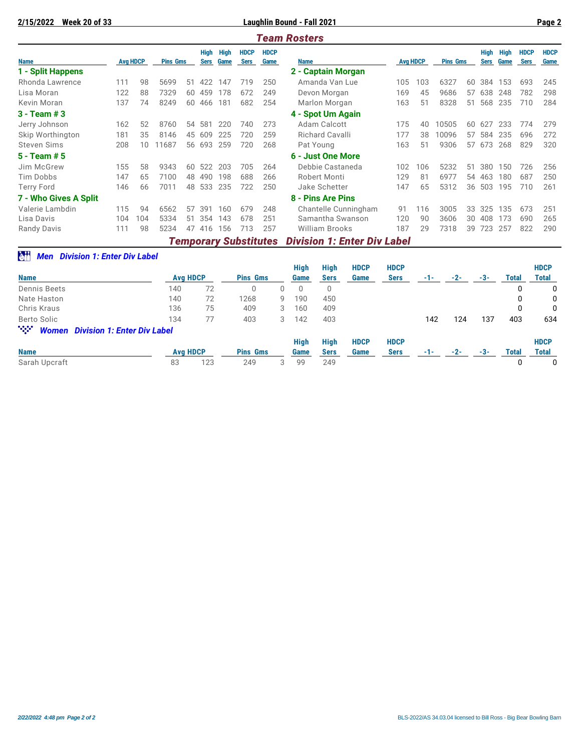## Team Rosters

| Name | Avg | HDCP | Pins | Gms | High Sers | High Game | HDCP Sers | HDCP Game |
|---|---|---|---|---|---|---|---|---|
| **1 - Split Happens** | | | | | | | | |
| Rhonda Lawrence | 111 | 98 | 5699 | 51 | 422 | 147 | 719 | 250 |
| Lisa Moran | 122 | 88 | 7329 | 60 | 459 | 178 | 672 | 249 |
| Kevin Moran | 137 | 74 | 8249 | 60 | 466 | 181 | 682 | 254 |
| **3 - Team # 3** | | | | | | | | |
| Jerry Johnson | 162 | 52 | 8760 | 54 | 581 | 220 | 740 | 273 |
| Skip Worthington | 181 | 35 | 8146 | 45 | 609 | 225 | 720 | 259 |
| Steven Sims | 208 | 10 | 11687 | 56 | 693 | 259 | 720 | 268 |
| **5 - Team # 5** | | | | | | | | |
| Jim McGrew | 155 | 58 | 9343 | 60 | 522 | 203 | 705 | 264 |
| Tim Dobbs | 147 | 65 | 7100 | 48 | 490 | 198 | 688 | 266 |
| Terry Ford | 146 | 66 | 7011 | 48 | 533 | 235 | 722 | 250 |
| **7 - Who Gives A Split** | | | | | | | | |
| Valerie Lambdin | 115 | 94 | 6562 | 57 | 391 | 160 | 679 | 248 |
| Lisa Davis | 104 | 104 | 5334 | 51 | 354 | 143 | 678 | 251 |
| Randy Davis | 111 | 98 | 5234 | 47 | 416 | 156 | 713 | 257 |
| **2 - Captain Morgan** | | | | | | | | |
| Amanda Van Lue | 105 | 103 | 6327 | 60 | 384 | 153 | 693 | 245 |
| Devon Morgan | 169 | 45 | 9686 | 57 | 638 | 248 | 782 | 298 |
| Marlon Morgan | 163 | 51 | 8328 | 51 | 568 | 235 | 710 | 284 |
| **4 - Spot Um Again** | | | | | | | | |
| Adam Calcott | 175 | 40 | 10505 | 60 | 627 | 233 | 774 | 279 |
| Richard Cavalli | 177 | 38 | 10096 | 57 | 584 | 235 | 696 | 272 |
| Pat Young | 163 | 51 | 9306 | 57 | 673 | 268 | 829 | 320 |
| **6 - Just One More** | | | | | | | | |
| Debbie Castaneda | 102 | 106 | 5232 | 51 | 380 | 150 | 726 | 256 |
| Robert Monti | 129 | 81 | 6977 | 54 | 463 | 180 | 687 | 250 |
| Jake Schetter | 147 | 65 | 5312 | 36 | 503 | 195 | 710 | 261 |
| **8 - Pins Are Pins** | | | | | | | | |
| Chantelle Cunningham | 91 | 116 | 3005 | 33 | 325 | 135 | 673 | 251 |
| Samantha Swanson | 120 | 90 | 3606 | 30 | 408 | 173 | 690 | 265 |
| William Brooks | 187 | 29 | 7318 | 39 | 723 | 257 | 822 | 290 |

## Temporary Substitutes Division 1: Enter Div Label

### Men Division 1: Enter Div Label

| Name | Avg | HDCP | Pins | Gms | High Game | High Sers | HDCP Game | HDCP Sers | -1- | -2- | -3- | Total | HDCP Total |
|---|---|---|---|---|---|---|---|---|---|---|---|---|---|
| Dennis Beets | 140 | 72 | 0 | 0 | 0 | 0 | | | | | | 0 | 0 |
| Nate Haston | 140 | 72 | 1268 | 9 | 190 | 450 | | | | | | 0 | 0 |
| Chris Kraus | 136 | 75 | 409 | 3 | 160 | 409 | | | | | | 0 | 0 |
| Berto Solic | 134 | 77 | 403 | 3 | 142 | 403 | | | 142 | 124 | 137 | 403 | 634 |

### Women Division 1: Enter Div Label

| Name | Avg | HDCP | Pins | Gms | High Game | High Sers | HDCP Game | HDCP Sers | -1- | -2- | -3- | Total | HDCP Total |
|---|---|---|---|---|---|---|---|---|---|---|---|---|---|
| Sarah Upcraft | 83 | 123 | 249 | 3 | 99 | 249 | | | | | | 0 | 0 |